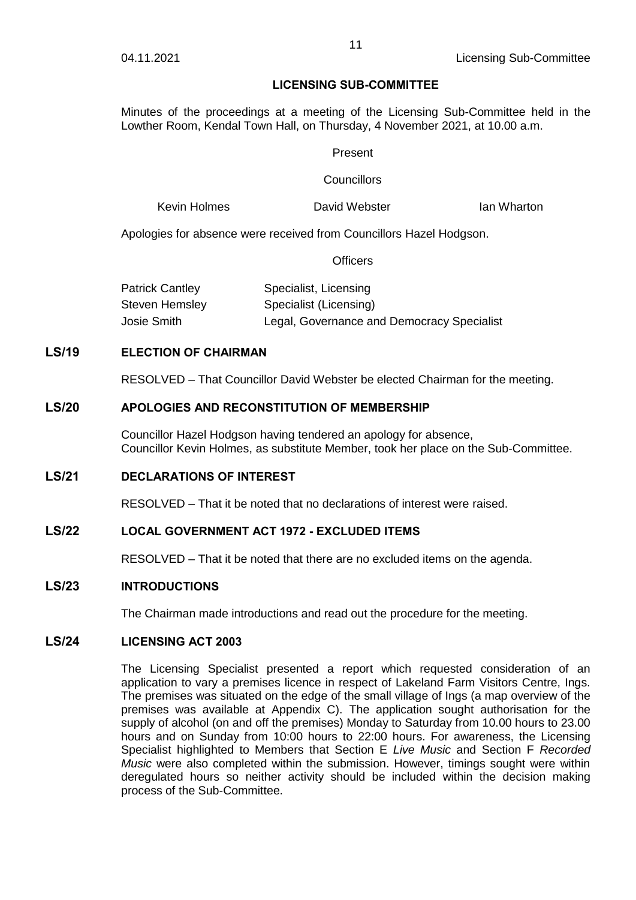## LICENSING SUB-COMMITTEE

Minutes of the proceedings at a meeting of the Licensing Sub-Committee held in the Lowther Room, Kendal Town Hall, on Thursday, 4 November 2021, at 10.00 a.m.

Present

Councillors

| | | |
|---|---|---|
| Kevin Holmes | David Webster | Ian Wharton |

Apologies for absence were received from Councillors Hazel Hodgson.

Officers

| | |
|---|---|
| Patrick Cantley | Specialist, Licensing |
| Steven Hemsley | Specialist (Licensing) |
| Josie Smith | Legal, Governance and Democracy Specialist |

### LS/19 ELECTION OF CHAIRMAN

RESOLVED – That Councillor David Webster be elected Chairman for the meeting.

### LS/20 APOLOGIES AND RECONSTITUTION OF MEMBERSHIP

Councillor Hazel Hodgson having tendered an apology for absence,
Councillor Kevin Holmes, as substitute Member, took her place on the Sub-Committee.

### LS/21 DECLARATIONS OF INTEREST

RESOLVED – That it be noted that no declarations of interest were raised.

### LS/22 LOCAL GOVERNMENT ACT 1972 - EXCLUDED ITEMS

RESOLVED – That it be noted that there are no excluded items on the agenda.

### LS/23 INTRODUCTIONS

The Chairman made introductions and read out the procedure for the meeting.

### LS/24 LICENSING ACT 2003

The Licensing Specialist presented a report which requested consideration of an application to vary a premises licence in respect of Lakeland Farm Visitors Centre, Ings. The premises was situated on the edge of the small village of Ings (a map overview of the premises was available at Appendix C). The application sought authorisation for the supply of alcohol (on and off the premises) Monday to Saturday from 10.00 hours to 23.00 hours and on Sunday from 10:00 hours to 22:00 hours. For awareness, the Licensing Specialist highlighted to Members that Section E *Live Music* and Section F *Recorded Music* were also completed within the submission. However, timings sought were within deregulated hours so neither activity should be included within the decision making process of the Sub-Committee.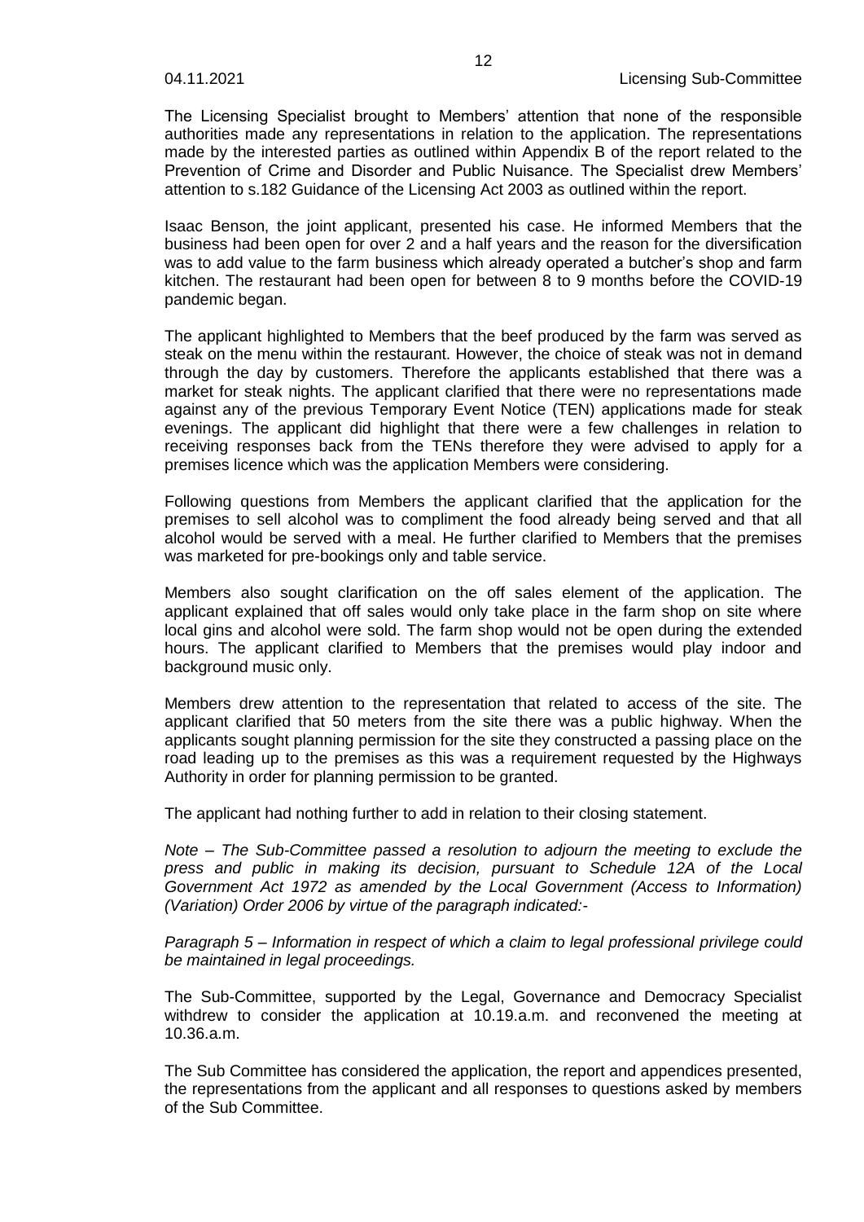The Licensing Specialist brought to Members' attention that none of the responsible authorities made any representations in relation to the application. The representations made by the interested parties as outlined within Appendix B of the report related to the Prevention of Crime and Disorder and Public Nuisance. The Specialist drew Members' attention to s.182 Guidance of the Licensing Act 2003 as outlined within the report.

Isaac Benson, the joint applicant, presented his case. He informed Members that the business had been open for over 2 and a half years and the reason for the diversification was to add value to the farm business which already operated a butcher's shop and farm kitchen. The restaurant had been open for between 8 to 9 months before the COVID-19 pandemic began.

The applicant highlighted to Members that the beef produced by the farm was served as steak on the menu within the restaurant. However, the choice of steak was not in demand through the day by customers. Therefore the applicants established that there was a market for steak nights. The applicant clarified that there were no representations made against any of the previous Temporary Event Notice (TEN) applications made for steak evenings. The applicant did highlight that there were a few challenges in relation to receiving responses back from the TENs therefore they were advised to apply for a premises licence which was the application Members were considering.

Following questions from Members the applicant clarified that the application for the premises to sell alcohol was to compliment the food already being served and that all alcohol would be served with a meal. He further clarified to Members that the premises was marketed for pre-bookings only and table service.

Members also sought clarification on the off sales element of the application. The applicant explained that off sales would only take place in the farm shop on site where local gins and alcohol were sold. The farm shop would not be open during the extended hours. The applicant clarified to Members that the premises would play indoor and background music only.

Members drew attention to the representation that related to access of the site. The applicant clarified that 50 meters from the site there was a public highway. When the applicants sought planning permission for the site they constructed a passing place on the road leading up to the premises as this was a requirement requested by the Highways Authority in order for planning permission to be granted.

The applicant had nothing further to add in relation to their closing statement.

*Note – The Sub-Committee passed a resolution to adjourn the meeting to exclude the press and public in making its decision, pursuant to Schedule 12A of the Local Government Act 1972 as amended by the Local Government (Access to Information) (Variation) Order 2006 by virtue of the paragraph indicated:-*

*Paragraph 5 – Information in respect of which a claim to legal professional privilege could be maintained in legal proceedings.*

The Sub-Committee, supported by the Legal, Governance and Democracy Specialist withdrew to consider the application at 10.19.a.m. and reconvened the meeting at 10.36.a.m.

The Sub Committee has considered the application, the report and appendices presented, the representations from the applicant and all responses to questions asked by members of the Sub Committee.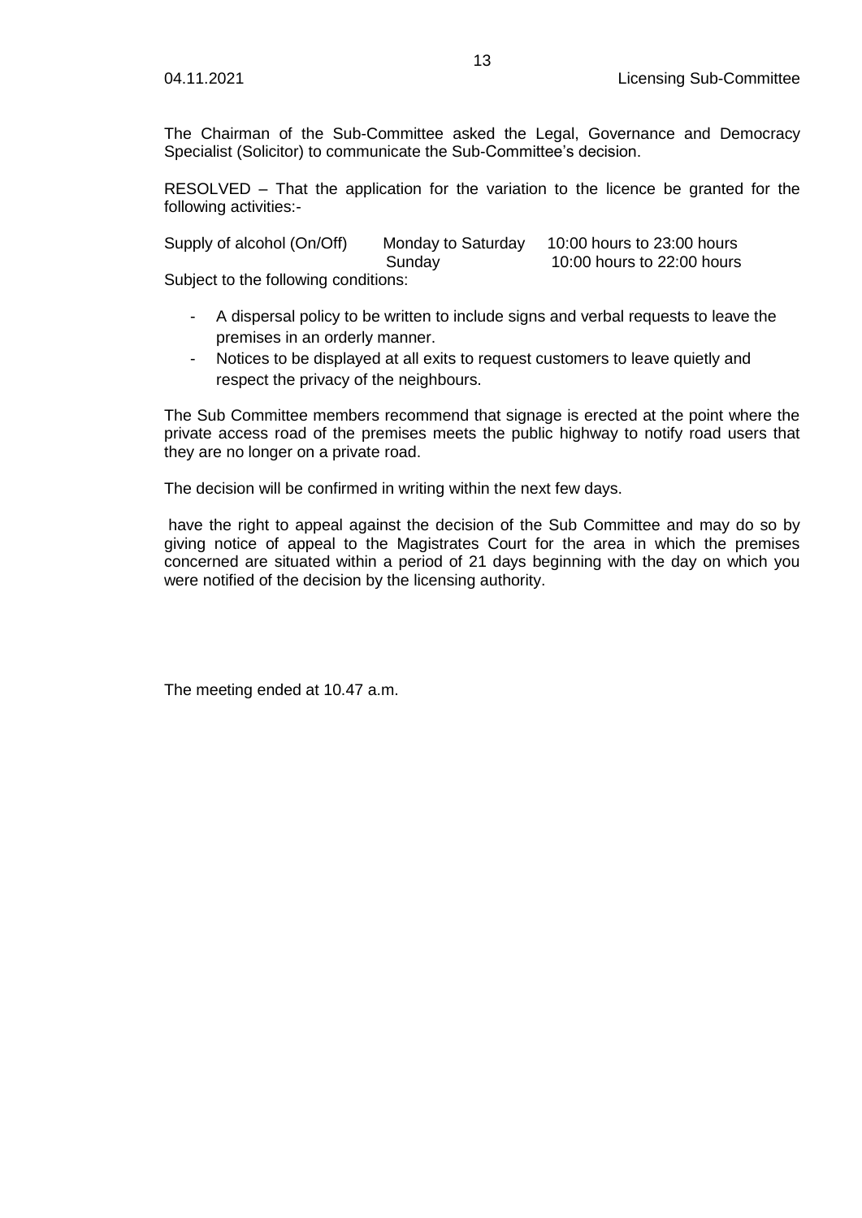The Chairman of the Sub-Committee asked the Legal, Governance and Democracy Specialist (Solicitor) to communicate the Sub-Committee's decision.

RESOLVED – That the application for the variation to the licence be granted for the following activities:-

| | | |
|---|---|---|
| Supply of alcohol (On/Off) | Monday to Saturday | 10:00 hours to 23:00 hours |
| | Sunday | 10:00 hours to 22:00 hours |

Subject to the following conditions:

- A dispersal policy to be written to include signs and verbal requests to leave the premises in an orderly manner.
- Notices to be displayed at all exits to request customers to leave quietly and respect the privacy of the neighbours.

The Sub Committee members recommend that signage is erected at the point where the private access road of the premises meets the public highway to notify road users that they are no longer on a private road.

The decision will be confirmed in writing within the next few days.

have the right to appeal against the decision of the Sub Committee and may do so by giving notice of appeal to the Magistrates Court for the area in which the premises concerned are situated within a period of 21 days beginning with the day on which you were notified of the decision by the licensing authority.

The meeting ended at 10.47 a.m.